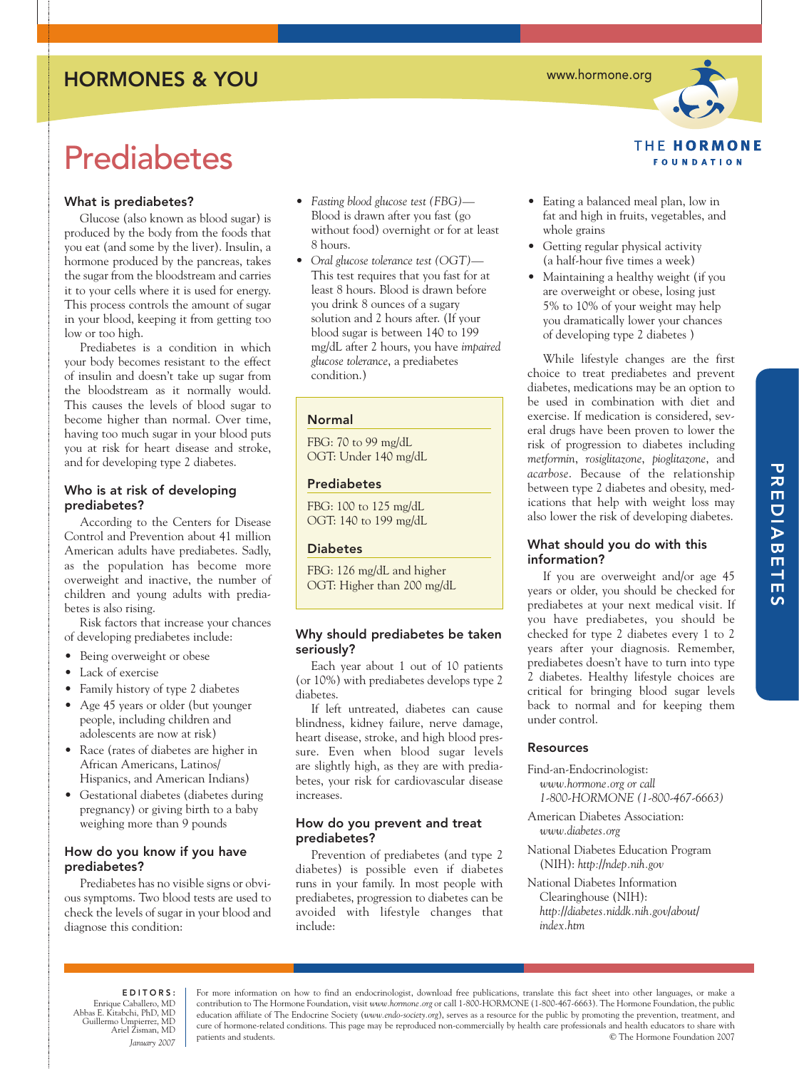HORMONES & YOU

www.hormone.org

THE HORMONE FOUNDATION

# Prediabetes

## What is prediabetes?

Glucose (also known as blood sugar) is produced by the body from the foods that you eat (and some by the liver). Insulin, a hormone produced by the pancreas, takes the sugar from the bloodstream and carries it to your cells where it is used for energy. This process controls the amount of sugar in your blood, keeping it from getting too low or too high.

Prediabetes is a condition in which your body becomes resistant to the effect of insulin and doesn't take up sugar from the bloodstream as it normally would. This causes the levels of blood sugar to become higher than normal. Over time, having too much sugar in your blood puts you at risk for heart disease and stroke, and for developing type 2 diabetes.

## Who is at risk of developing prediabetes?

According to the Centers for Disease Control and Prevention about 41 million American adults have prediabetes. Sadly, as the population has become more overweight and inactive, the number of children and young adults with prediabetes is also rising.

Risk factors that increase your chances of developing prediabetes include:

- Being overweight or obese
- Lack of exercise
- Family history of type 2 diabetes
- Age 45 years or older (but younger people, including children and adolescents are now at risk)
- Race (rates of diabetes are higher in African Americans, Latinos/Hispanics, and American Indians)
- Gestational diabetes (diabetes during pregnancy) or giving birth to a baby weighing more than 9 pounds

## How do you know if you have prediabetes?

Prediabetes has no visible signs or obvious symptoms. Two blood tests are used to check the levels of sugar in your blood and diagnose this condition:

- *Fasting blood glucose test (FBG)*—Blood is drawn after you fast (go without food) overnight or for at least 8 hours.
- *Oral glucose tolerance test (OGT)*—This test requires that you fast for at least 8 hours. Blood is drawn before you drink 8 ounces of a sugary solution and 2 hours after. (If your blood sugar is between 140 to 199 mg/dL after 2 hours, you have *impaired glucose tolerance*, a prediabetes condition.)

**Normal**

FBG: 70 to 99 mg/dL
OGT: Under 140 mg/dL

**Prediabetes**

FBG: 100 to 125 mg/dL
OGT: 140 to 199 mg/dL

**Diabetes**

FBG: 126 mg/dL and higher
OGT: Higher than 200 mg/dL

## Why should prediabetes be taken seriously?

Each year about 1 out of 10 patients (or 10%) with prediabetes develops type 2 diabetes.

If left untreated, diabetes can cause blindness, kidney failure, nerve damage, heart disease, stroke, and high blood pressure. Even when blood sugar levels are slightly high, as they are with prediabetes, your risk for cardiovascular disease increases.

## How do you prevent and treat prediabetes?

Prevention of prediabetes (and type 2 diabetes) is possible even if diabetes runs in your family. In most people with prediabetes, progression to diabetes can be avoided with lifestyle changes that include:

- Eating a balanced meal plan, low in fat and high in fruits, vegetables, and whole grains
- Getting regular physical activity (a half-hour five times a week)
- Maintaining a healthy weight (if you are overweight or obese, losing just 5% to 10% of your weight may help you dramatically lower your chances of developing type 2 diabetes )

While lifestyle changes are the first choice to treat prediabetes and prevent diabetes, medications may be an option to be used in combination with diet and exercise. If medication is considered, several drugs have been proven to lower the risk of progression to diabetes including *metformin*, *rosiglitazone*, *pioglitazone*, and *acarbose*. Because of the relationship between type 2 diabetes and obesity, medications that help with weight loss may also lower the risk of developing diabetes.

## What should you do with this information?

If you are overweight and/or age 45 years or older, you should be checked for prediabetes at your next medical visit. If you have prediabetes, you should be checked for type 2 diabetes every 1 to 2 years after your diagnosis. Remember, prediabetes doesn't have to turn into type 2 diabetes. Healthy lifestyle choices are critical for bringing blood sugar levels back to normal and for keeping them under control.

## Resources

Find-an-Endocrinologist: *www.hormone.org or call 1-800-HORMONE (1-800-467-6663)*

American Diabetes Association: *www.diabetes.org*

National Diabetes Education Program (NIH): *http://ndep.nih.gov*

National Diabetes Information Clearinghouse (NIH): *http://diabetes.niddk.nih.gov/about/index.htm*

**EDITORS:**
Enrique Caballero, MD
Abbas E. Kitabchi, PhD, MD
Guillermo Umpierrez, MD
Ariel Zisman, MD
*January 2007*

For more information on how to find an endocrinologist, download free publications, translate this fact sheet into other languages, or make a contribution to The Hormone Foundation, visit *www.hormone.org* or call 1-800-HORMONE (1-800-467-6663). The Hormone Foundation, the public education affiliate of The Endocrine Society (*www.endo-society.org*), serves as a resource for the public by promoting the prevention, treatment, and cure of hormone-related conditions. This page may be reproduced non-commercially by health care professionals and health educators to share with patients and students.

© The Hormone Foundation 2007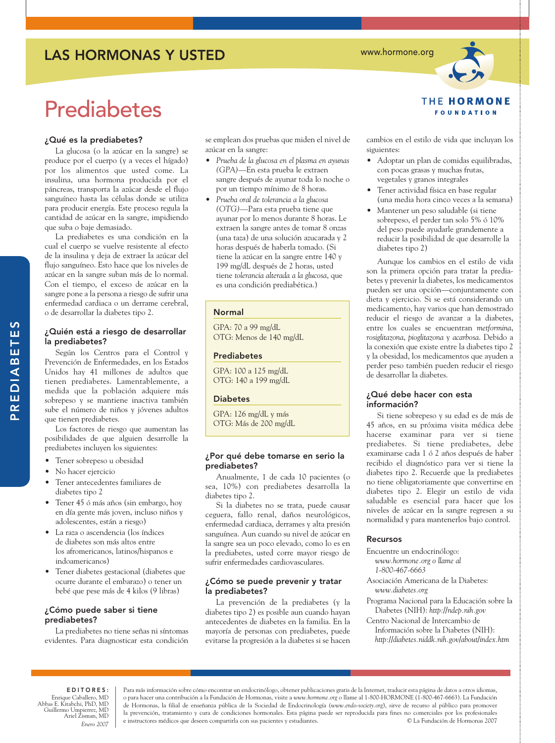LAS HORMONAS Y USTED

www.hormone.org

THE HORMONE FOUNDATION

# Prediabetes

## ¿Qué es la prediabetes?

La glucosa (o la azúcar en la sangre) se produce por el cuerpo (y a veces el hígado) por los alimentos que usted come. La insulina, una hormona producida por el páncreas, transporta la azúcar desde el flujo sanguíneo hasta las células donde se utiliza para producir energía. Este proceso regula la cantidad de azúcar en la sangre, impidiendo que suba o baje demasiado.

La prediabetes es una condición en la cual el cuerpo se vuelve resistente al efecto de la insulina y deja de extraer la azúcar del flujo sanguíneo. Esto hace que los niveles de azúcar en la sangre suban más de lo normal. Con el tiempo, el exceso de azúcar en la sangre pone a la persona a riesgo de sufrir una enfermedad cardiaca o un derrame cerebral, o de desarrollar la diabetes tipo 2.

## ¿Quién está a riesgo de desarrollar la prediabetes?

Según los Centros para el Control y Prevención de Enfermedades, en los Estados Unidos hay 41 millones de adultos que tienen prediabetes. Lamentablemente, a medida que la población adquiere más sobrepeso y se mantiene inactiva también sube el número de niños y jóvenes adultos que tienen prediabetes.

Los factores de riesgo que aumentan las posibilidades de que alguien desarrolle la prediabetes incluyen los siguientes:

- Tener sobrepeso u obesidad
- No hacer ejercicio
- Tener antecedentes familiares de diabetes tipo 2
- Tener 45 ó más años (sin embargo, hoy en día gente más joven, incluso niños y adolescentes, están a riesgo)
- La raza o ascendencia (los índices de diabetes son más altos entre los afroamericanos, latinos/hispanos e indoamericanos)
- Tener diabetes gestacional (diabetes que ocurre durante el embarazo) o tener un bebé que pese más de 4 kilos (9 libras)

## ¿Cómo puede saber si tiene prediabetes?

La prediabetes no tiene señas ni síntomas evidentes. Para diagnosticar esta condición se emplean dos pruebas que miden el nivel de azúcar en la sangre:

- *Prueba de la glucosa en el plasma en ayunas (GPA)*—En esta prueba le extraen sangre después de ayunar toda la noche o por un tiempo mínimo de 8 horas.
- *Prueba oral de tolerancia a la glucosa (OTG)*—Para esta prueba tiene que ayunar por lo menos durante 8 horas. Le extraen la sangre antes de tomar 8 onzas (una taza) de una solución azucarada y 2 horas después de haberla tomado. (Si tiene la azúcar en la sangre entre 140 y 199 mg/dL después de 2 horas, usted tiene *tolerancia alterada a la glucosa*, que es una condición prediabética.)

**Normal**

GPA: 70 a 99 mg/dL
OTG: Menos de 140 mg/dL

**Prediabetes**

GPA: 100 a 125 mg/dL
OTG: 140 a 199 mg/dL

**Diabetes**

GPA: 126 mg/dL y más
OTG: Más de 200 mg/dL

## ¿Por qué debe tomarse en serio la prediabetes?

Anualmente, 1 de cada 10 pacientes (o sea, 10%) con prediabetes desarrolla la diabetes tipo 2.

Si la diabetes no se trata, puede causar ceguera, fallo renal, daños neurológicos, enfermedad cardiaca, derrames y alta presión sanguínea. Aun cuando su nivel de azúcar en la sangre sea un poco elevado, como lo es en la prediabetes, usted corre mayor riesgo de sufrir enfermedades cardiovasculares.

## ¿Cómo se puede prevenir y tratar la prediabetes?

La prevención de la prediabetes (y la diabetes tipo 2) es posible aun cuando hayan antecedentes de diabetes en la familia. En la mayoría de personas con prediabetes, puede evitarse la progresión a la diabetes si se hacen cambios en el estilo de vida que incluyan los siguientes:

- Adoptar un plan de comidas equilibradas, con pocas grasas y muchas frutas, vegetales y granos integrales
- Tener actividad física en base regular (una media hora cinco veces a la semana)
- Mantener un peso saludable (si tiene sobrepeso, el perder tan solo 5% ó 10% del peso puede ayudarle grandemente a reducir la posibilidad de que desarrolle la diabetes tipo 2)

Aunque los cambios en el estilo de vida son la primera opción para tratar la prediabetes y prevenir la diabetes, los medicamentos pueden ser una opción—conjuntamente con dieta y ejercicio. Si se está considerando un medicamento, hay varios que han demostrado reducir el riesgo de avanzar a la diabetes, entre los cuales se encuentran *metformina*, *rosiglitazona*, *pioglitazona* y *acarbosa*. Debido a la conexión que existe entre la diabetes tipo 2 y la obesidad, los medicamentos que ayuden a perder peso también pueden reducir el riesgo de desarrollar la diabetes.

## ¿Qué debe hacer con esta información?

Si tiene sobrepeso y su edad es de más de 45 años, en su próxima visita médica debe hacerse examinar para ver si tiene prediabetes. Si tiene prediabetes, debe examinarse cada 1 ó 2 años después de haber recibido el diagnóstico para ver si tiene la diabetes tipo 2. Recuerde que la prediabetes no tiene obligatoriamente que convertirse en diabetes tipo 2. Elegir un estilo de vida saludable es esencial para hacer que los niveles de azúcar en la sangre regresen a su normalidad y para mantenerlos bajo control.

## Recursos

Encuentre un endocrinólogo: *www.hormone.org o llame al 1-800-467-6663*

Asociación Americana de la Diabetes: *www.diabetes.org*

Programa Nacional para la Educación sobre la Diabetes (NIH): *http://ndep.nih.gov*

Centro Nacional de Intercambio de Información sobre la Diabetes (NIH): *http://diabetes.niddk.nih.gov/about/index.htm*

**EDITORES:**
Enrique Caballero, MD
Abbas E. Kitabchi, PhD, MD
Guillermo Umpierrez, MD
Ariel Zisman, MD
*Enero 2007*

Para más información sobre cómo encontrar un endocrinólogo, obtener publicaciones gratis de la Internet, traducir esta página de datos a otros idiomas, o para hacer una contribución a la Fundación de Hormonas, visite a *www.hormone.org* o llame al 1-800-HORMONE (1-800-467-6663). La Fundación de Hormonas, la filial de enseñanza pública de la Sociedad de Endocrinología (*www.endo-society.org*), sirve de recurso al público para promover la prevención, tratamiento y cura de condiciones hormonales. Esta página puede ser reproducida para fines no comerciales por los profesionales e instructores médicos que deseen compartirla con sus pacientes y estudiantes.

© La Fundación de Hormonas 2007